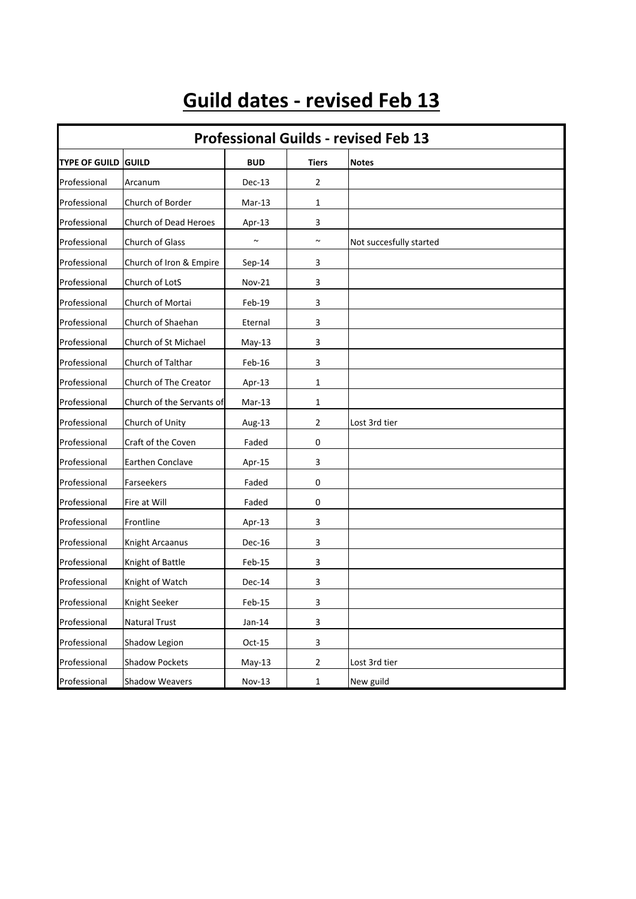# Guild dates - revised Feb 13

| Professional Guilds - revised Feb 13 | | | | |
|---|---|---|---|---|
| **TYPE OF GUILD** | **GUILD** | **BUD** | **Tiers** | **Notes** |
| Professional | Arcanum | Dec-13 | 2 | |
| Professional | Church of Border | Mar-13 | 1 | |
| Professional | Church of Dead Heroes | Apr-13 | 3 | |
| Professional | Church of Glass | ~ | ~ | Not succesfully started |
| Professional | Church of Iron & Empire | Sep-14 | 3 | |
| Professional | Church of LotS | Nov-21 | 3 | |
| Professional | Church of Mortai | Feb-19 | 3 | |
| Professional | Church of Shaehan | Eternal | 3 | |
| Professional | Church of St Michael | May-13 | 3 | |
| Professional | Church of Talthar | Feb-16 | 3 | |
| Professional | Church of The Creator | Apr-13 | 1 | |
| Professional | Church of the Servants of | Mar-13 | 1 | |
| Professional | Church of Unity | Aug-13 | 2 | Lost 3rd tier |
| Professional | Craft of the Coven | Faded | 0 | |
| Professional | Earthen Conclave | Apr-15 | 3 | |
| Professional | Farseekers | Faded | 0 | |
| Professional | Fire at Will | Faded | 0 | |
| Professional | Frontline | Apr-13 | 3 | |
| Professional | Knight Arcaanus | Dec-16 | 3 | |
| Professional | Knight of Battle | Feb-15 | 3 | |
| Professional | Knight of Watch | Dec-14 | 3 | |
| Professional | Knight Seeker | Feb-15 | 3 | |
| Professional | Natural Trust | Jan-14 | 3 | |
| Professional | Shadow Legion | Oct-15 | 3 | |
| Professional | Shadow Pockets | May-13 | 2 | Lost 3rd tier |
| Professional | Shadow Weavers | Nov-13 | 1 | New guild |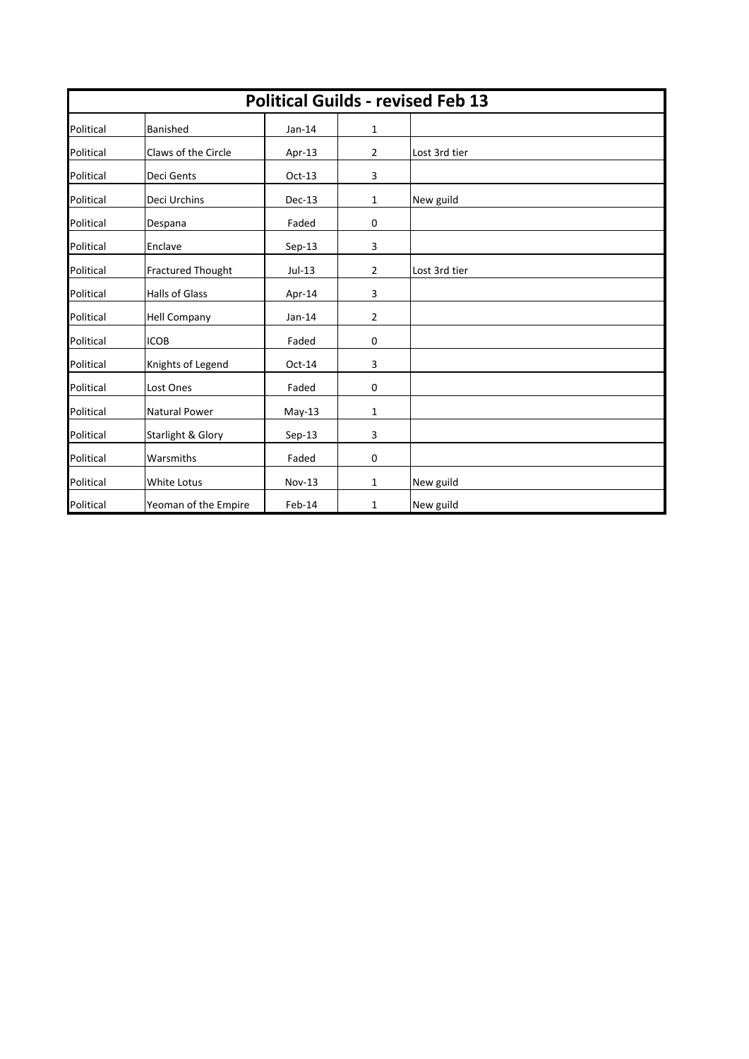| Political Guilds - revised Feb 13 | | | | |
|---|---|---|---|---|
| Political | Banished | Jan-14 | 1 | |
| Political | Claws of the Circle | Apr-13 | 2 | Lost 3rd tier |
| Political | Deci Gents | Oct-13 | 3 | |
| Political | Deci Urchins | Dec-13 | 1 | New guild |
| Political | Despana | Faded | 0 | |
| Political | Enclave | Sep-13 | 3 | |
| Political | Fractured Thought | Jul-13 | 2 | Lost 3rd tier |
| Political | Halls of Glass | Apr-14 | 3 | |
| Political | Hell Company | Jan-14 | 2 | |
| Political | ICOB | Faded | 0 | |
| Political | Knights of Legend | Oct-14 | 3 | |
| Political | Lost Ones | Faded | 0 | |
| Political | Natural Power | May-13 | 1 | |
| Political | Starlight & Glory | Sep-13 | 3 | |
| Political | Warsmiths | Faded | 0 | |
| Political | White Lotus | Nov-13 | 1 | New guild |
| Political | Yeoman of the Empire | Feb-14 | 1 | New guild |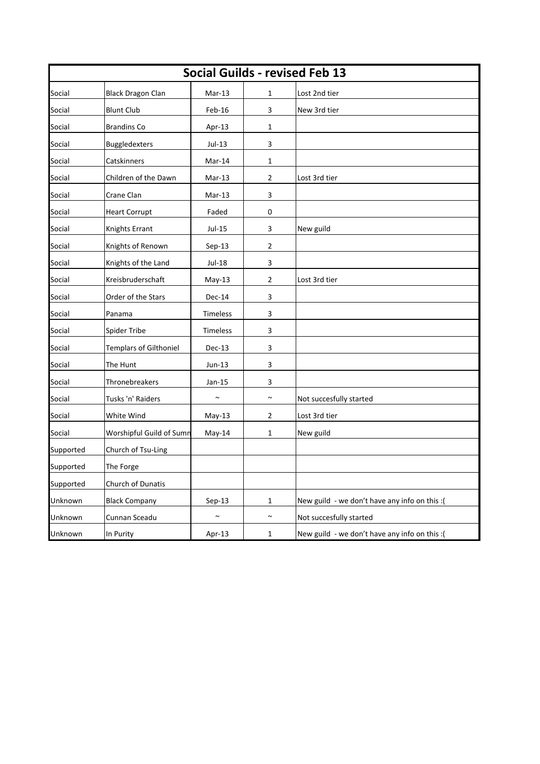| Social Guilds - revised Feb 13 | | | | |
|---|---|---|---|---|
| Social | Black Dragon Clan | Mar-13 | 1 | Lost 2nd tier |
| Social | Blunt Club | Feb-16 | 3 | New 3rd tier |
| Social | Brandins Co | Apr-13 | 1 | |
| Social | Buggledexters | Jul-13 | 3 | |
| Social | Catskinners | Mar-14 | 1 | |
| Social | Children of the Dawn | Mar-13 | 2 | Lost 3rd tier |
| Social | Crane Clan | Mar-13 | 3 | |
| Social | Heart Corrupt | Faded | 0 | |
| Social | Knights Errant | Jul-15 | 3 | New guild |
| Social | Knights of Renown | Sep-13 | 2 | |
| Social | Knights of the Land | Jul-18 | 3 | |
| Social | Kreisbruderschaft | May-13 | 2 | Lost 3rd tier |
| Social | Order of the Stars | Dec-14 | 3 | |
| Social | Panama | Timeless | 3 | |
| Social | Spider Tribe | Timeless | 3 | |
| Social | Templars of Gilthoniel | Dec-13 | 3 | |
| Social | The Hunt | Jun-13 | 3 | |
| Social | Thronebreakers | Jan-15 | 3 | |
| Social | Tusks 'n' Raiders | ~ | ~ | Not succesfully started |
| Social | White Wind | May-13 | 2 | Lost 3rd tier |
| Social | Worshipful Guild of Sumn | May-14 | 1 | New guild |
| Supported | Church of Tsu-Ling | | | |
| Supported | The Forge | | | |
| Supported | Church of Dunatis | | | |
| Unknown | Black Company | Sep-13 | 1 | New guild - we don't have any info on this :( |
| Unknown | Cunnan Sceadu | ~ | ~ | Not succesfully started |
| Unknown | In Purity | Apr-13 | 1 | New guild - we don't have any info on this :( |